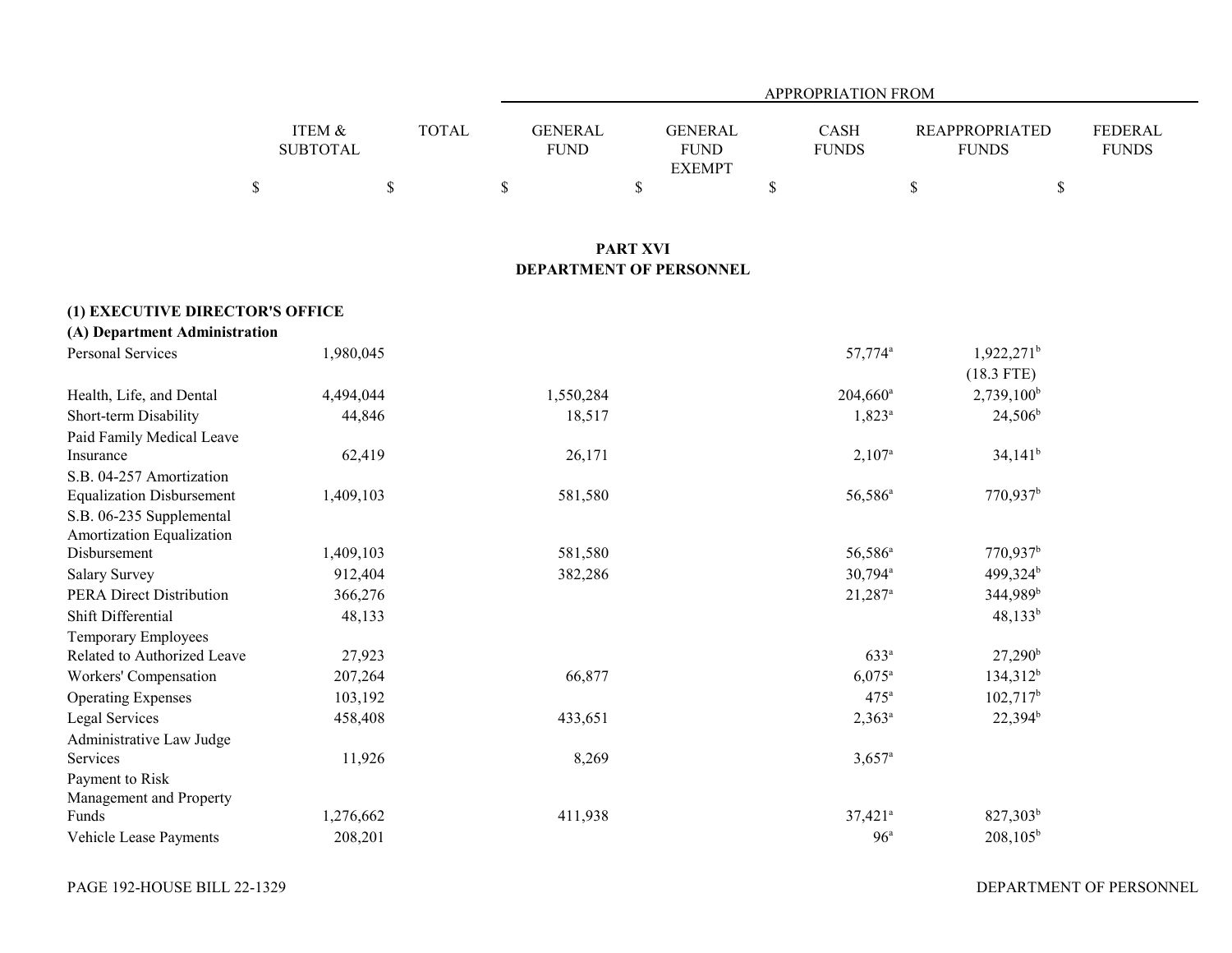| | ITEM & SUBTOTAL | TOTAL | APPROPRIATION FROM GENERAL FUND | GENERAL FUND EXEMPT | CASH FUNDS | REAPPROPRIATED FUNDS | FEDERAL FUNDS |
|---|---|---|---|---|---|---|---|
| | $ | $ | $ | $ | $ | $ | $ |

## PART XVI
## DEPARTMENT OF PERSONNEL

### (1) EXECUTIVE DIRECTOR'S OFFICE
#### (A) Department Administration

| | ITEM & SUBTOTAL | TOTAL | GENERAL FUND | GENERAL FUND EXEMPT | CASH FUNDS | REAPPROPRIATED FUNDS | FEDERAL FUNDS |
|---|---|---|---|---|---|---|---|
| Personal Services | 1,980,045 | | | | 57,774[a] | 1,922,271[b] (18.3 FTE) | |
| Health, Life, and Dental | 4,494,044 | | 1,550,284 | | 204,660[a] | 2,739,100[b] | |
| Short-term Disability | 44,846 | | 18,517 | | 1,823[a] | 24,506[b] | |
| Paid Family Medical Leave Insurance | 62,419 | | 26,171 | | 2,107[a] | 34,141[b] | |
| S.B. 04-257 Amortization Equalization Disbursement | 1,409,103 | | 581,580 | | 56,586[a] | 770,937[b] | |
| S.B. 06-235 Supplemental Amortization Equalization Disbursement | 1,409,103 | | 581,580 | | 56,586[a] | 770,937[b] | |
| Salary Survey | 912,404 | | 382,286 | | 30,794[a] | 499,324[b] | |
| PERA Direct Distribution | 366,276 | | | | 21,287[a] | 344,989[b] | |
| Shift Differential | 48,133 | | | | | 48,133[b] | |
| Temporary Employees Related to Authorized Leave | 27,923 | | | | 633[a] | 27,290[b] | |
| Workers' Compensation | 207,264 | | 66,877 | | 6,075[a] | 134,312[b] | |
| Operating Expenses | 103,192 | | | | 475[a] | 102,717[b] | |
| Legal Services | 458,408 | | 433,651 | | 2,363[a] | 22,394[b] | |
| Administrative Law Judge Services | 11,926 | | 8,269 | | 3,657[a] | | |
| Payment to Risk Management and Property Funds | 1,276,662 | | 411,938 | | 37,421[a] | 827,303[b] | |
| Vehicle Lease Payments | 208,201 | | | | 96[a] | 208,105[b] | |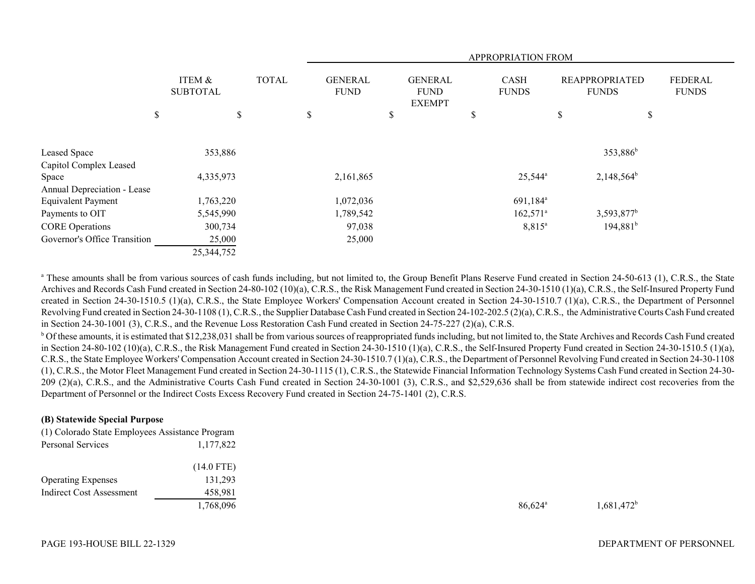| | ITEM & SUBTOTAL | TOTAL | GENERAL FUND | GENERAL FUND EXEMPT | CASH FUNDS | REAPPROPRIATED FUNDS | FEDERAL FUNDS |
|---|---|---|---|---|---|---|---|
| | | | APPROPRIATION FROM | | | | |
| | $ | $ | $ | $ | $ | $ | $ |
| Leased Space | 353,886 | | | | | 353,886[b] | |
| Capitol Complex Leased Space | 4,335,973 | | 2,161,865 | | 25,544[a] | 2,148,564[b] | |
| Annual Depreciation - Lease Equivalent Payment | 1,763,220 | | 1,072,036 | | 691,184[a] | | |
| Payments to OIT | 5,545,990 | | 1,789,542 | | 162,571[a] | 3,593,877[b] | |
| CORE Operations | 300,734 | | 97,038 | | 8,815[a] | 194,881[b] | |
| Governor's Office Transition | 25,000 | | 25,000 | | | | |
| | 25,344,752 | | | | | | |

[a] These amounts shall be from various sources of cash funds including, but not limited to, the Group Benefit Plans Reserve Fund created in Section 24-50-613 (1), C.R.S., the State Archives and Records Cash Fund created in Section 24-80-102 (10)(a), C.R.S., the Risk Management Fund created in Section 24-30-1510 (1)(a), C.R.S., the Self-Insured Property Fund created in Section 24-30-1510.5 (1)(a), C.R.S., the State Employee Workers' Compensation Account created in Section 24-30-1510.7 (1)(a), C.R.S., the Department of Personnel Revolving Fund created in Section 24-30-1108 (1), C.R.S., the Supplier Database Cash Fund created in Section 24-102-202.5 (2)(a), C.R.S., the Administrative Courts Cash Fund created in Section 24-30-1001 (3), C.R.S., and the Revenue Loss Restoration Cash Fund created in Section 24-75-227 (2)(a), C.R.S.

[b] Of these amounts, it is estimated that $12,238,031 shall be from various sources of reappropriated funds including, but not limited to, the State Archives and Records Cash Fund created in Section 24-80-102 (10)(a), C.R.S., the Risk Management Fund created in Section 24-30-1510 (1)(a), C.R.S., the Self-Insured Property Fund created in Section 24-30-1510.5 (1)(a), C.R.S., the State Employee Workers' Compensation Account created in Section 24-30-1510.7 (1)(a), C.R.S., the Department of Personnel Revolving Fund created in Section 24-30-1108 (1), C.R.S., the Motor Fleet Management Fund created in Section 24-30-1115 (1), C.R.S., the Statewide Financial Information Technology Systems Cash Fund created in Section 24-30-209 (2)(a), C.R.S., and the Administrative Courts Cash Fund created in Section 24-30-1001 (3), C.R.S., and $2,529,636 shall be from statewide indirect cost recoveries from the Department of Personnel or the Indirect Costs Excess Recovery Fund created in Section 24-75-1401 (2), C.R.S.

**(B) Statewide Special Purpose**

| | ITEM & SUBTOTAL | TOTAL | GENERAL FUND | GENERAL FUND EXEMPT | CASH FUNDS | REAPPROPRIATED FUNDS | FEDERAL FUNDS |
|---|---|---|---|---|---|---|---|
| (1) Colorado State Employees Assistance Program | | | | | | | |
| Personal Services | 1,177,822 | | | | | | |
| | (14.0 FTE) | | | | | | |
| Operating Expenses | 131,293 | | | | | | |
| Indirect Cost Assessment | 458,981 | | | | | | |
| | 1,768,096 | | | | 86,624[a] | 1,681,472[b] | |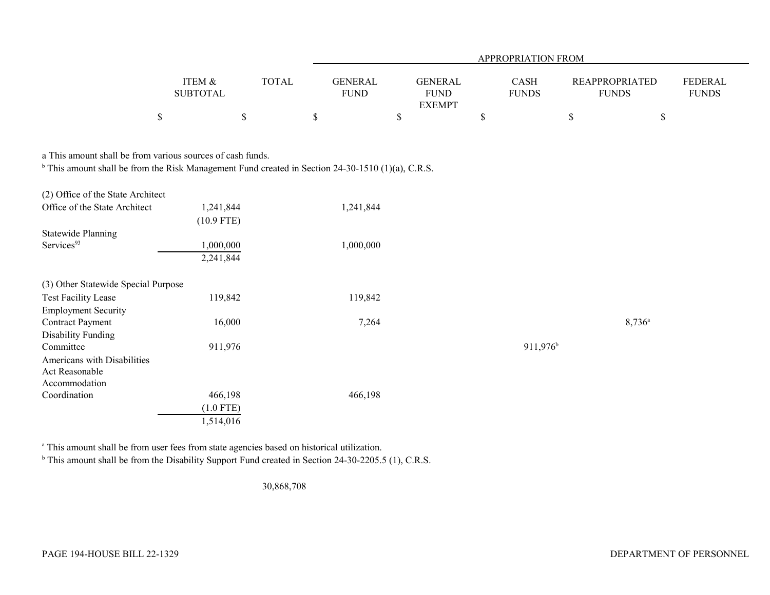| | ITEM & SUBTOTAL | TOTAL | GENERAL FUND | GENERAL FUND EXEMPT | CASH FUNDS | REAPPROPRIATED FUNDS | FEDERAL FUNDS |
|---|---|---|---|---|---|---|---|
| | | | APPROPRIATION FROM | | | | |
| | $ | $ | $ | $ | $ | $ | $ |

a This amount shall be from various sources of cash funds.
[b] This amount shall be from the Risk Management Fund created in Section 24-30-1510 (1)(a), C.R.S.

| | ITEM & SUBTOTAL | TOTAL | GENERAL FUND | GENERAL FUND EXEMPT | CASH FUNDS | REAPPROPRIATED FUNDS | FEDERAL FUNDS |
|---|---|---|---|---|---|---|---|
| **(2) Office of the State Architect** | | | | | | | |
| Office of the State Architect | 1,241,844 | | 1,241,844 | | | | |
| | (10.9 FTE) | | | | | | |
| Statewide Planning Services[93] | 1,000,000 | | 1,000,000 | | | | |
| | 2,241,844 | | | | | | |
| **(3) Other Statewide Special Purpose** | | | | | | | |
| Test Facility Lease | 119,842 | | 119,842 | | | | |
| Employment Security Contract Payment | 16,000 | | 7,264 | | | 8,736[a] | |
| Disability Funding Committee | 911,976 | | | | 911,976[b] | | |
| Americans with Disabilities Act Reasonable Accommodation Coordination | 466,198 | | 466,198 | | | | |
| | (1.0 FTE) | | | | | | |
| | 1,514,016 | | | | | | |

[a] This amount shall be from user fees from state agencies based on historical utilization.
[b] This amount shall be from the Disability Support Fund created in Section 24-30-2205.5 (1), C.R.S.

| | ITEM & SUBTOTAL | TOTAL | GENERAL FUND | GENERAL FUND EXEMPT | CASH FUNDS | REAPPROPRIATED FUNDS | FEDERAL FUNDS |
|---|---|---|---|---|---|---|---|
| | | 30,868,708 | | | | | |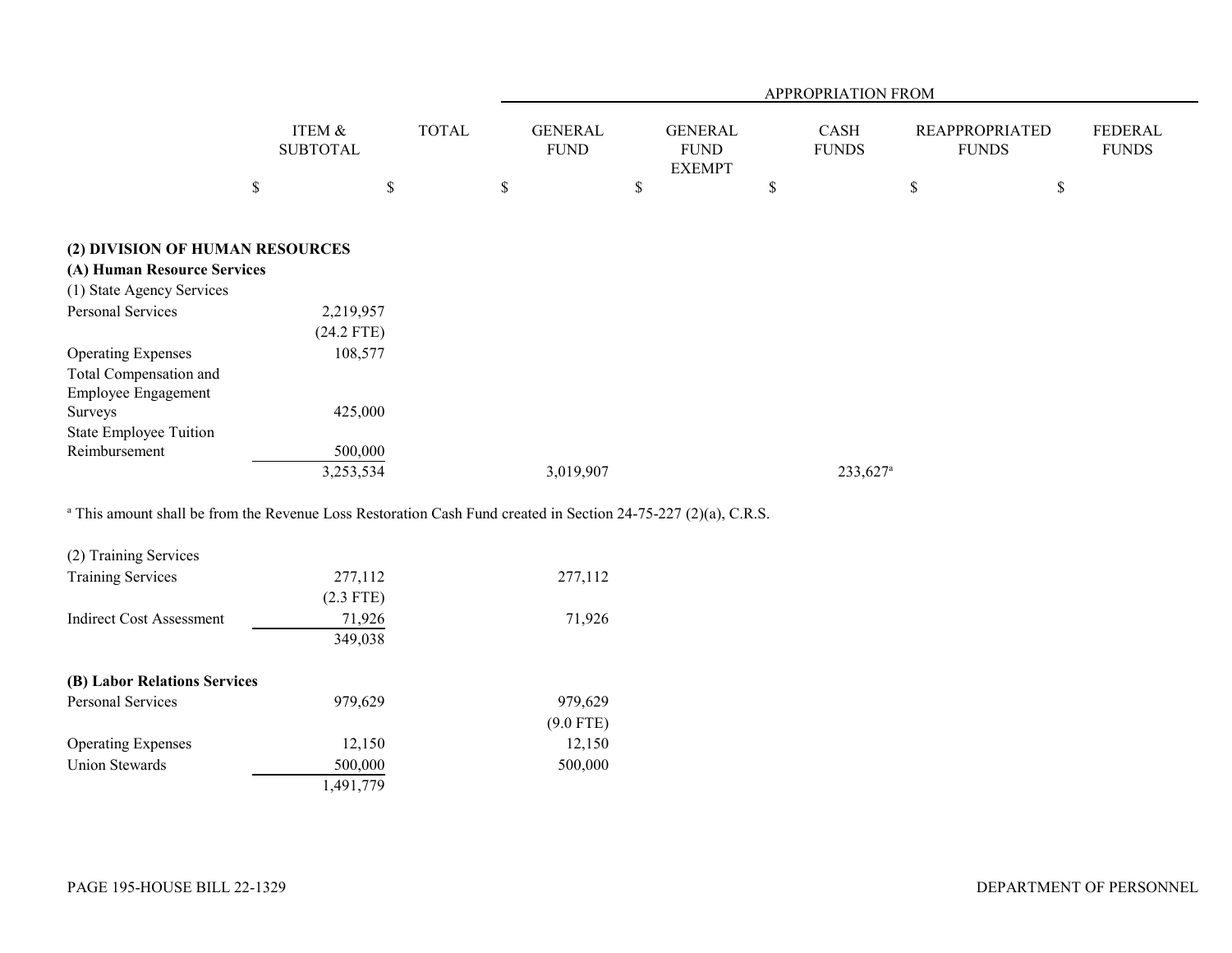| | ITEM & SUBTOTAL | TOTAL | APPROPRIATION FROM GENERAL FUND | GENERAL FUND EXEMPT | CASH FUNDS | REAPPROPRIATED FUNDS | FEDERAL FUNDS |
|---|---|---|---|---|---|---|---|
| | $ | $ | $ | $ | $ | $ | $ |
| **(2) DIVISION OF HUMAN RESOURCES** | | | | | | | |
| **(A) Human Resource Services** | | | | | | | |
| (1) State Agency Services | | | | | | | |
| Personal Services | 2,219,957 | | | | | | |
| | (24.2 FTE) | | | | | | |
| Operating Expenses | 108,577 | | | | | | |
| Total Compensation and Employee Engagement Surveys | 425,000 | | | | | | |
| State Employee Tuition Reimbursement | 500,000 | | | | | | |
| | 3,253,534 | | 3,019,907 | | 233,627[a] | | |

[a] This amount shall be from the Revenue Loss Restoration Cash Fund created in Section 24-75-227 (2)(a), C.R.S.

| | ITEM & SUBTOTAL | TOTAL | GENERAL FUND | GENERAL FUND EXEMPT | CASH FUNDS | REAPPROPRIATED FUNDS | FEDERAL FUNDS |
|---|---|---|---|---|---|---|---|
| (2) Training Services | | | | | | | |
| Training Services | 277,112 | | 277,112 | | | | |
| | (2.3 FTE) | | | | | | |
| Indirect Cost Assessment | 71,926 | | 71,926 | | | | |
| | 349,038 | | | | | | |
| **(B) Labor Relations Services** | | | | | | | |
| Personal Services | 979,629 | | 979,629 | | | | |
| | | | (9.0 FTE) | | | | |
| Operating Expenses | 12,150 | | 12,150 | | | | |
| Union Stewards | 500,000 | | 500,000 | | | | |
| | 1,491,779 | | | | | | |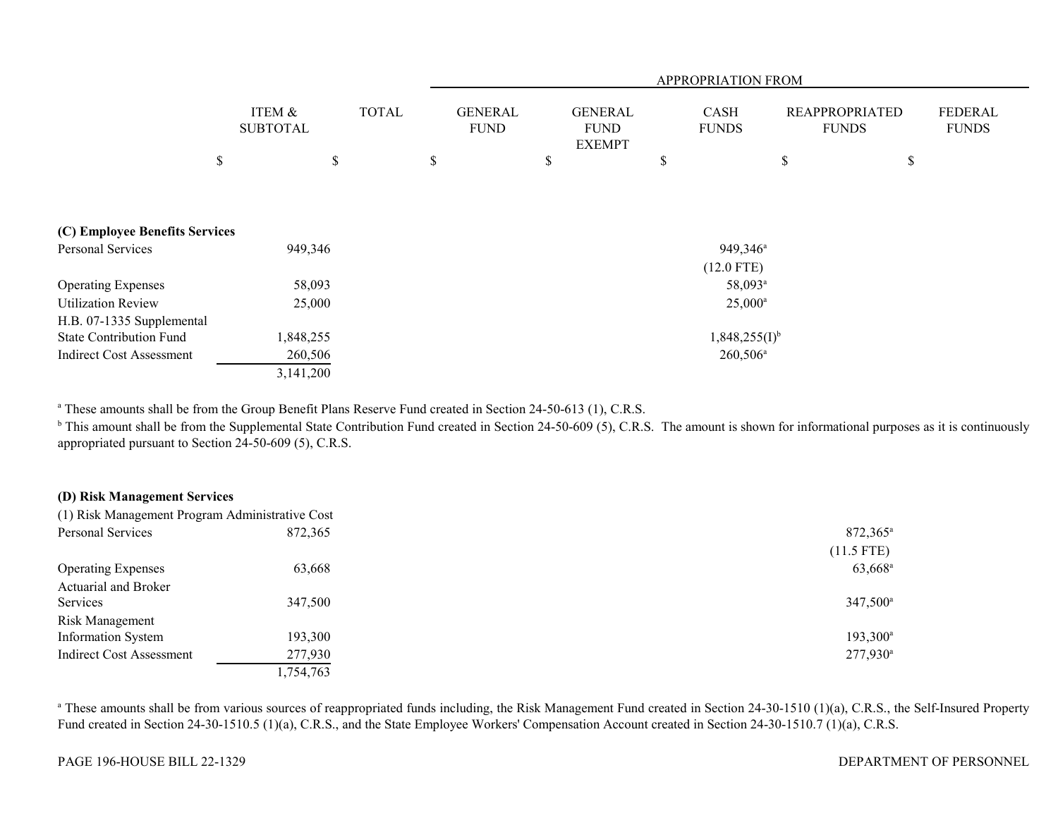| | ITEM & SUBTOTAL | TOTAL | APPROPRIATION FROM GENERAL FUND | GENERAL FUND EXEMPT | CASH FUNDS | REAPPROPRIATED FUNDS | FEDERAL FUNDS |
|---|---|---|---|---|---|---|---|
| | $ | $ | $ | $ | $ | $ | $ |
| **(C) Employee Benefits Services** | | | | | | | |
| Personal Services | 949,346 | | | | 949,346[a] (12.0 FTE) | | |
| Operating Expenses | 58,093 | | | | 58,093[a] | | |
| Utilization Review | 25,000 | | | | 25,000[a] | | |
| H.B. 07-1335 Supplemental State Contribution Fund | 1,848,255 | | | | 1,848,255(I)[b] | | |
| Indirect Cost Assessment | 260,506 | | | | 260,506[a] | | |
| | 3,141,200 | | | | | | |

[a] These amounts shall be from the Group Benefit Plans Reserve Fund created in Section 24-50-613 (1), C.R.S.

[b] This amount shall be from the Supplemental State Contribution Fund created in Section 24-50-609 (5), C.R.S. The amount is shown for informational purposes as it is continuously appropriated pursuant to Section 24-50-609 (5), C.R.S.

| | ITEM & SUBTOTAL | TOTAL | GENERAL FUND | GENERAL FUND EXEMPT | CASH FUNDS | REAPPROPRIATED FUNDS | FEDERAL FUNDS |
|---|---|---|---|---|---|---|---|
| **(D) Risk Management Services** | | | | | | | |
| (1) Risk Management Program Administrative Cost | | | | | | | |
| Personal Services | 872,365 | | | | | 872,365[a] (11.5 FTE) | |
| Operating Expenses | 63,668 | | | | | 63,668[a] | |
| Actuarial and Broker Services | 347,500 | | | | | 347,500[a] | |
| Risk Management Information System | 193,300 | | | | | 193,300[a] | |
| Indirect Cost Assessment | 277,930 | | | | | 277,930[a] | |
| | 1,754,763 | | | | | | |

[a] These amounts shall be from various sources of reappropriated funds including, the Risk Management Fund created in Section 24-30-1510 (1)(a), C.R.S., the Self-Insured Property Fund created in Section 24-30-1510.5 (1)(a), C.R.S., and the State Employee Workers' Compensation Account created in Section 24-30-1510.7 (1)(a), C.R.S.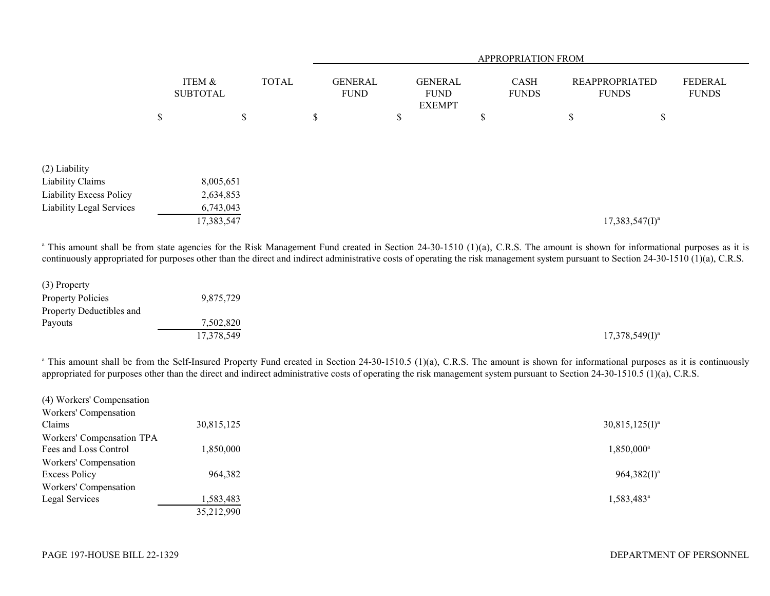| | ITEM & SUBTOTAL | TOTAL | APPROPRIATION FROM GENERAL FUND | GENERAL FUND EXEMPT | CASH FUNDS | REAPPROPRIATED FUNDS | FEDERAL FUNDS |
|---|---|---|---|---|---|---|---|
| | $ | $ | $ | $ | $ | $ | $ |
| (2) Liability | | | | | | | |
| Liability Claims | 8,005,651 | | | | | | |
| Liability Excess Policy | 2,634,853 | | | | | | |
| Liability Legal Services | 6,743,043 | | | | | | |
| | 17,383,547 | | | | | 17,383,547(I)[a] | |

[a] This amount shall be from state agencies for the Risk Management Fund created in Section 24-30-1510 (1)(a), C.R.S. The amount is shown for informational purposes as it is continuously appropriated for purposes other than the direct and indirect administrative costs of operating the risk management system pursuant to Section 24-30-1510 (1)(a), C.R.S.

| | ITEM & SUBTOTAL | TOTAL | GENERAL FUND | GENERAL FUND EXEMPT | CASH FUNDS | REAPPROPRIATED FUNDS | FEDERAL FUNDS |
|---|---|---|---|---|---|---|---|
| (3) Property | | | | | | | |
| Property Policies | 9,875,729 | | | | | | |
| Property Deductibles and Payouts | 7,502,820 | | | | | | |
| | 17,378,549 | | | | | 17,378,549(I)[a] | |

[a] This amount shall be from the Self-Insured Property Fund created in Section 24-30-1510.5 (1)(a), C.R.S. The amount is shown for informational purposes as it is continuously appropriated for purposes other than the direct and indirect administrative costs of operating the risk management system pursuant to Section 24-30-1510.5 (1)(a), C.R.S.

| | ITEM & SUBTOTAL | TOTAL | GENERAL FUND | GENERAL FUND EXEMPT | CASH FUNDS | REAPPROPRIATED FUNDS | FEDERAL FUNDS |
|---|---|---|---|---|---|---|---|
| (4) Workers' Compensation | | | | | | | |
| Workers' Compensation Claims | 30,815,125 | | | | | 30,815,125(I)[a] | |
| Workers' Compensation TPA Fees and Loss Control | 1,850,000 | | | | | 1,850,000[a] | |
| Workers' Compensation Excess Policy | 964,382 | | | | | 964,382(I)[a] | |
| Workers' Compensation Legal Services | 1,583,483 | | | | | 1,583,483[a] | |
| | 35,212,990 | | | | | | |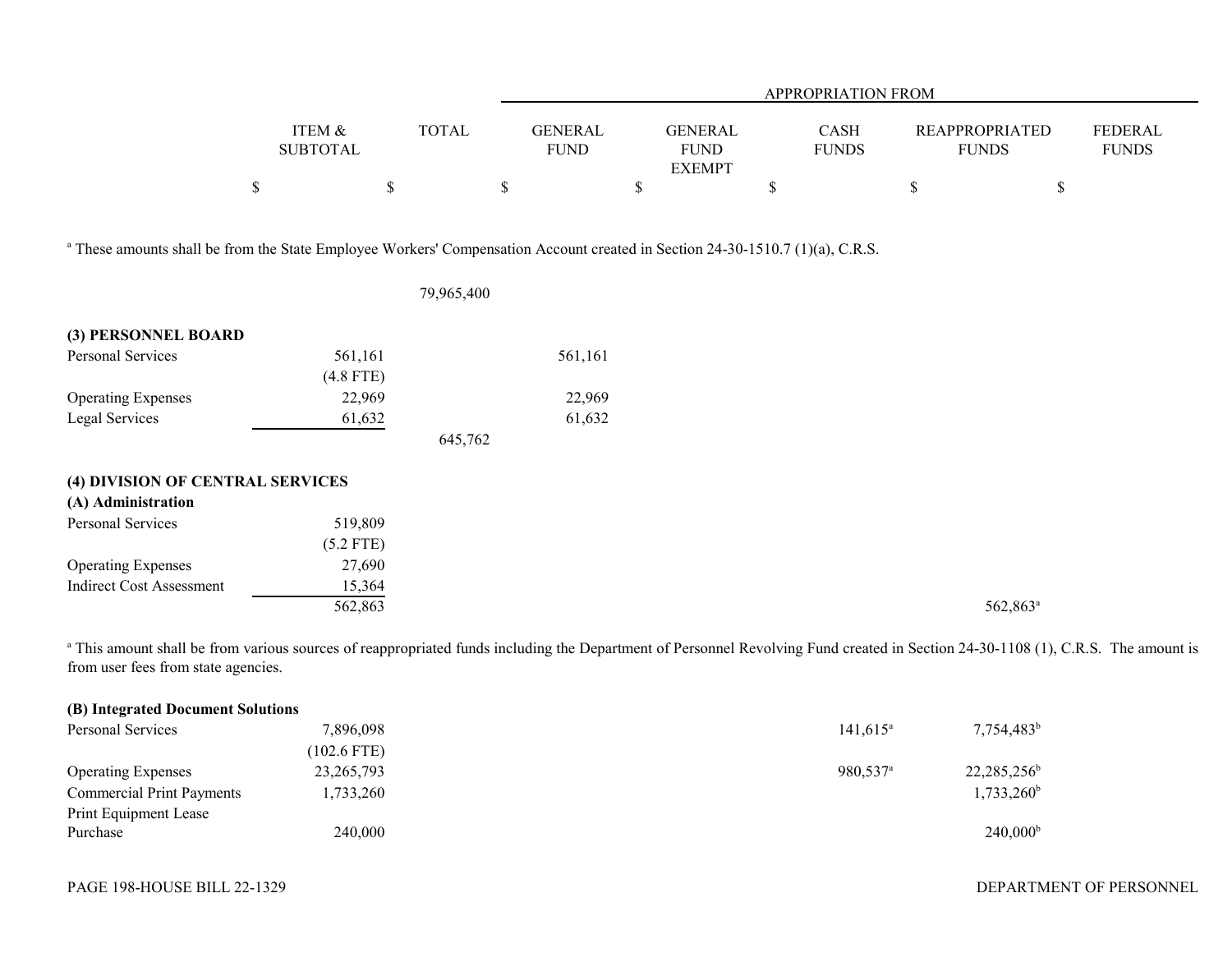| | ITEM & SUBTOTAL | TOTAL | APPROPRIATION FROM GENERAL FUND | GENERAL FUND EXEMPT | CASH FUNDS | REAPPROPRIATED FUNDS | FEDERAL FUNDS |
|---|---|---|---|---|---|---|---|
| | $ | $ | $ | $ | $ | $ | $ |

[a] These amounts shall be from the State Employee Workers' Compensation Account created in Section 24-30-1510.7 (1)(a), C.R.S.

| | ITEM & SUBTOTAL | TOTAL | GENERAL FUND | GENERAL FUND EXEMPT | CASH FUNDS | REAPPROPRIATED FUNDS | FEDERAL FUNDS |
|---|---|---|---|---|---|---|---|
| | | 79,965,400 | | | | | |
| **(3) PERSONNEL BOARD** | | | | | | | |
| Personal Services | 561,161 | | 561,161 | | | | |
| | (4.8 FTE) | | | | | | |
| Operating Expenses | 22,969 | | 22,969 | | | | |
| Legal Services | 61,632 | | 61,632 | | | | |
| | | 645,762 | | | | | |
| **(4) DIVISION OF CENTRAL SERVICES** | | | | | | | |
| **(A) Administration** | | | | | | | |
| Personal Services | 519,809 | | | | | | |
| | (5.2 FTE) | | | | | | |
| Operating Expenses | 27,690 | | | | | | |
| Indirect Cost Assessment | 15,364 | | | | | | |
| | 562,863 | | | | | 562,863[a] | |

[a] This amount shall be from various sources of reappropriated funds including the Department of Personnel Revolving Fund created in Section 24-30-1108 (1), C.R.S. The amount is from user fees from state agencies.

| | ITEM & SUBTOTAL | TOTAL | GENERAL FUND | GENERAL FUND EXEMPT | CASH FUNDS | REAPPROPRIATED FUNDS | FEDERAL FUNDS |
|---|---|---|---|---|---|---|---|
| **(B) Integrated Document Solutions** | | | | | | | |
| Personal Services | 7,896,098 | | | | 141,615[a] | 7,754,483[b] | |
| | (102.6 FTE) | | | | | | |
| Operating Expenses | 23,265,793 | | | | 980,537[a] | 22,285,256[b] | |
| Commercial Print Payments | 1,733,260 | | | | | 1,733,260[b] | |
| Print Equipment Lease Purchase | 240,000 | | | | | 240,000[b] | |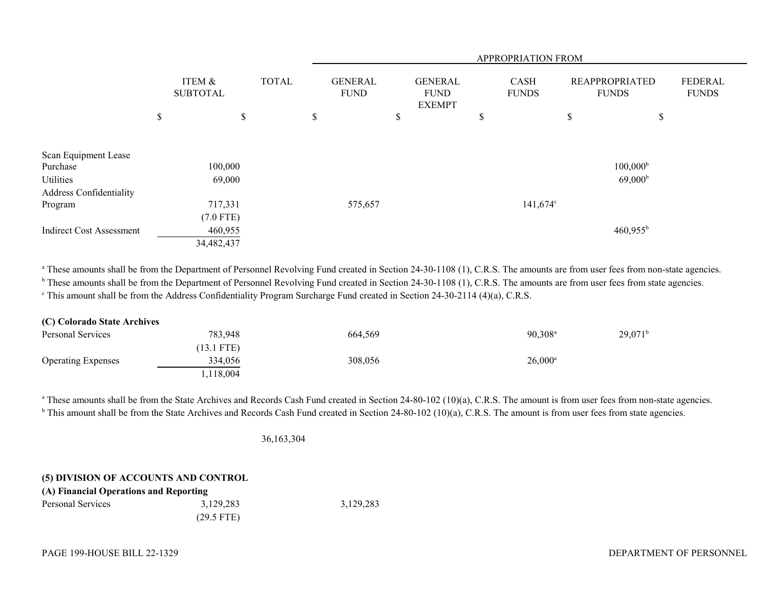| | ITEM & SUBTOTAL | TOTAL | GENERAL FUND | GENERAL FUND EXEMPT | CASH FUNDS | REAPPROPRIATED FUNDS | FEDERAL FUNDS |
|---|---|---|---|---|---|---|---|
| | | | APPROPRIATION FROM | | | | |
| | $ | $ | $ | $ | $ | $ | $ |
| Scan Equipment Lease Purchase | 100,000 | | | | | 100,000[b] | |
| Utilities | 69,000 | | | | | 69,000[b] | |
| Address Confidentiality Program | 717,331 | | 575,657 | | 141,674[c] | | |
| | (7.0 FTE) | | | | | | |
| Indirect Cost Assessment | 460,955 | | | | | 460,955[b] | |
| | 34,482,437 | | | | | | |

[a] These amounts shall be from the Department of Personnel Revolving Fund created in Section 24-30-1108 (1), C.R.S. The amounts are from user fees from non-state agencies.
[b] These amounts shall be from the Department of Personnel Revolving Fund created in Section 24-30-1108 (1), C.R.S. The amounts are from user fees from state agencies.
[c] This amount shall be from the Address Confidentiality Program Surcharge Fund created in Section 24-30-2114 (4)(a), C.R.S.

| | ITEM & SUBTOTAL | TOTAL | GENERAL FUND | GENERAL FUND EXEMPT | CASH FUNDS | REAPPROPRIATED FUNDS | FEDERAL FUNDS |
|---|---|---|---|---|---|---|---|
| **(C) Colorado State Archives** | | | | | | | |
| Personal Services | 783,948 | | 664,569 | | 90,308[a] | 29,071[b] | |
| | (13.1 FTE) | | | | | | |
| Operating Expenses | 334,056 | | 308,056 | | 26,000[a] | | |
| | 1,118,004 | | | | | | |

[a] These amounts shall be from the State Archives and Records Cash Fund created in Section 24-80-102 (10)(a), C.R.S. The amount is from user fees from non-state agencies.
[b] This amount shall be from the State Archives and Records Cash Fund created in Section 24-80-102 (10)(a), C.R.S. The amount is from user fees from state agencies.

| | ITEM & SUBTOTAL | TOTAL | GENERAL FUND | GENERAL FUND EXEMPT | CASH FUNDS | REAPPROPRIATED FUNDS | FEDERAL FUNDS |
|---|---|---|---|---|---|---|---|
| | | 36,163,304 | | | | | |
| **(5) DIVISION OF ACCOUNTS AND CONTROL** | | | | | | | |
| **(A) Financial Operations and Reporting** | | | | | | | |
| Personal Services | 3,129,283 | | 3,129,283 | | | | |
| | (29.5 FTE) | | | | | | |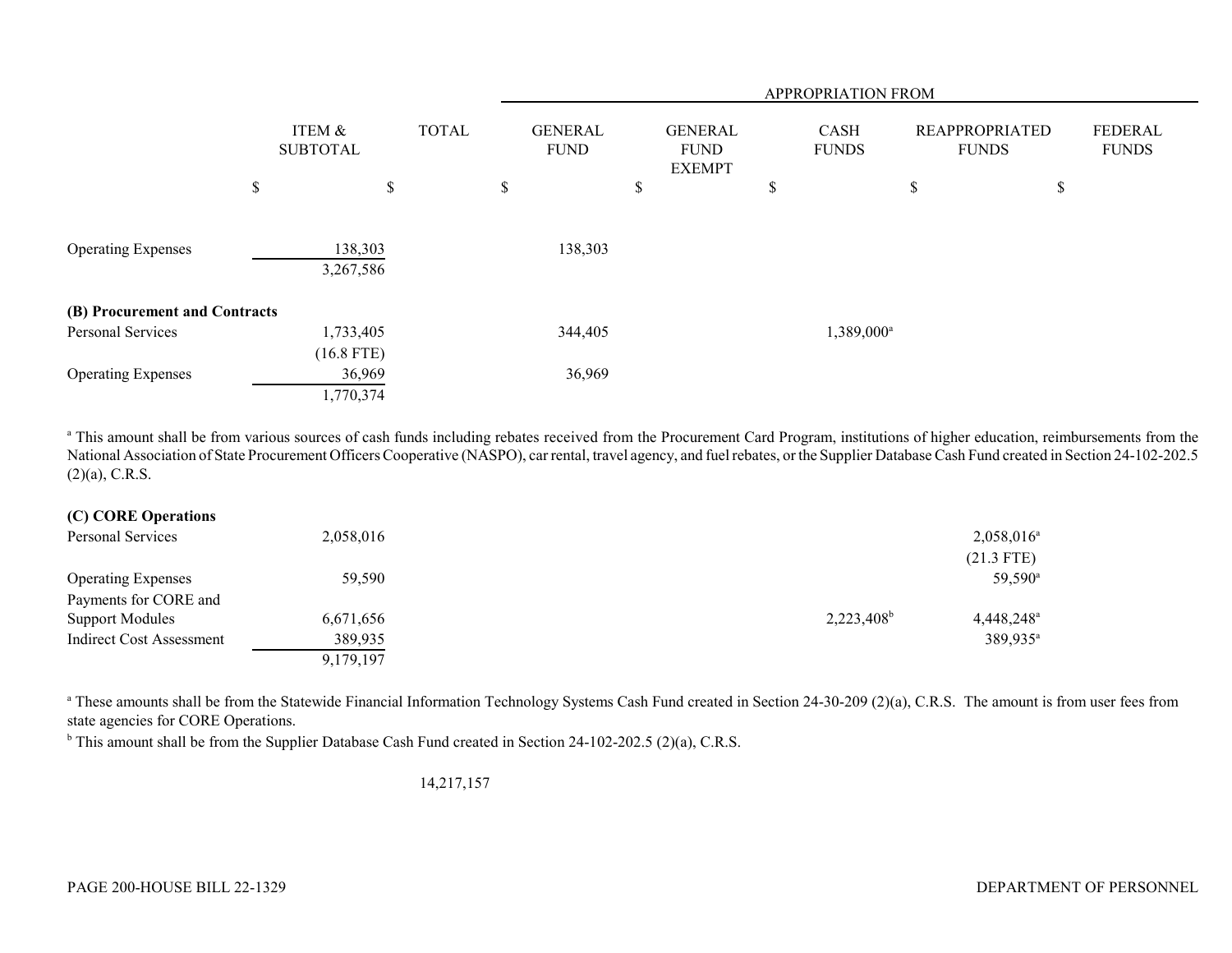| | ITEM & SUBTOTAL | TOTAL | APPROPRIATION FROM GENERAL FUND | GENERAL FUND EXEMPT | CASH FUNDS | REAPPROPRIATED FUNDS | FEDERAL FUNDS |
|---|---|---|---|---|---|---|---|
| | $ | $ | $ | $ | $ | $ | $ |
| Operating Expenses | 138,303 | | 138,303 | | | | |
| | 3,267,586 | | | | | | |
| **(B) Procurement and Contracts** | | | | | | | |
| Personal Services | 1,733,405 | | 344,405 | | 1,389,000[a] | | |
| | (16.8 FTE) | | | | | | |
| Operating Expenses | 36,969 | | 36,969 | | | | |
| | 1,770,374 | | | | | | |

[a] This amount shall be from various sources of cash funds including rebates received from the Procurement Card Program, institutions of higher education, reimbursements from the National Association of State Procurement Officers Cooperative (NASPO), car rental, travel agency, and fuel rebates, or the Supplier Database Cash Fund created in Section 24-102-202.5 (2)(a), C.R.S.

| | ITEM & SUBTOTAL | TOTAL | GENERAL FUND | GENERAL FUND EXEMPT | CASH FUNDS | REAPPROPRIATED FUNDS | FEDERAL FUNDS |
|---|---|---|---|---|---|---|---|
| **(C) CORE Operations** | | | | | | | |
| Personal Services | 2,058,016 | | | | | 2,058,016[a] | |
| | | | | | | (21.3 FTE) | |
| Operating Expenses | 59,590 | | | | | 59,590[a] | |
| Payments for CORE and Support Modules | 6,671,656 | | | | 2,223,408[b] | 4,448,248[a] | |
| Indirect Cost Assessment | 389,935 | | | | | 389,935[a] | |
| | 9,179,197 | | | | | | |

[a] These amounts shall be from the Statewide Financial Information Technology Systems Cash Fund created in Section 24-30-209 (2)(a), C.R.S. The amount is from user fees from state agencies for CORE Operations.

[b] This amount shall be from the Supplier Database Cash Fund created in Section 24-102-202.5 (2)(a), C.R.S.

| | ITEM & SUBTOTAL | TOTAL | GENERAL FUND | GENERAL FUND EXEMPT | CASH FUNDS | REAPPROPRIATED FUNDS | FEDERAL FUNDS |
|---|---|---|---|---|---|---|---|
| | | 14,217,157 | | | | | |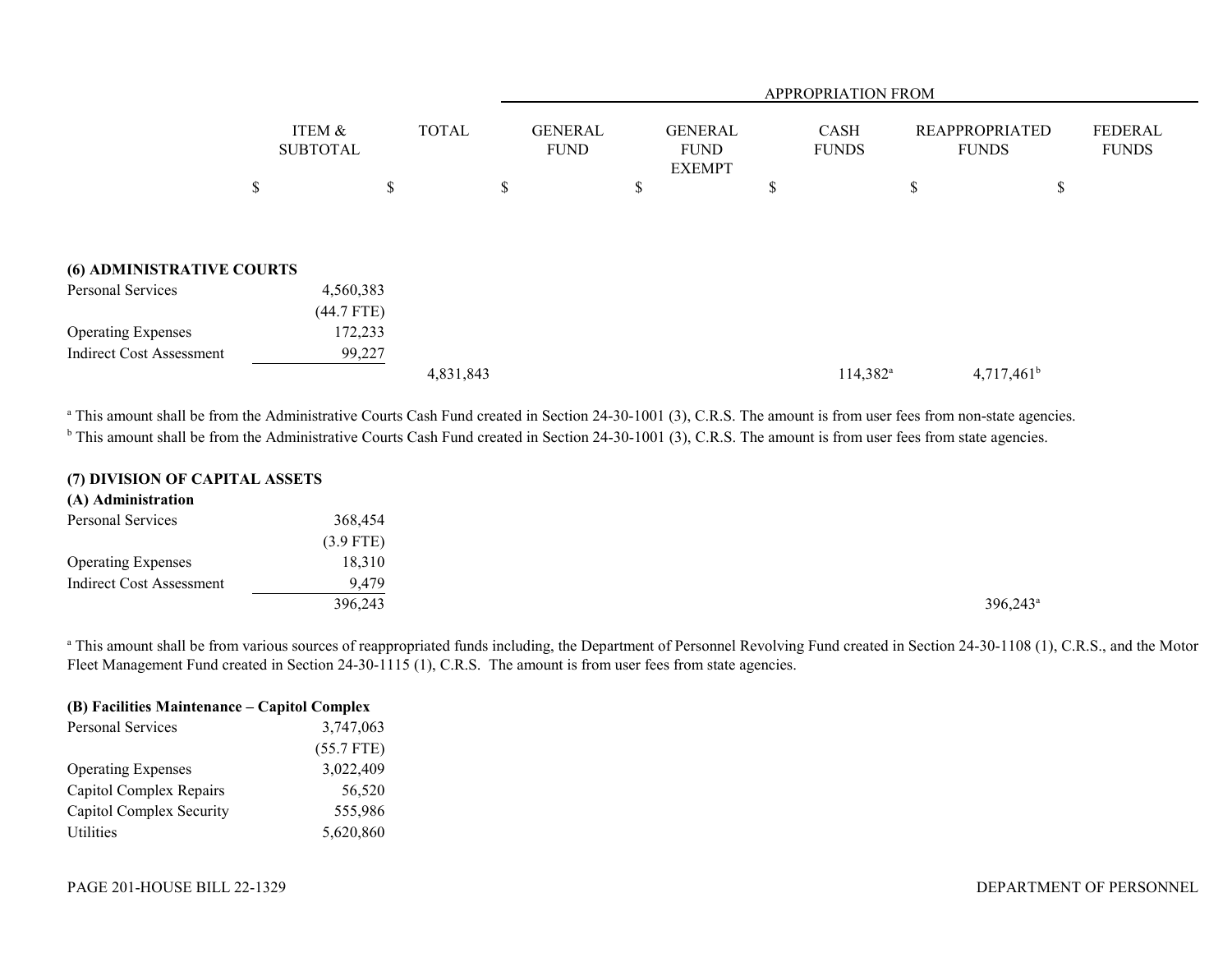| | ITEM & SUBTOTAL | TOTAL | APPROPRIATION FROM GENERAL FUND | GENERAL FUND EXEMPT | CASH FUNDS | REAPPROPRIATED FUNDS | FEDERAL FUNDS |
|---|---|---|---|---|---|---|---|
| | $ | $ | $ | $ | $ | $ | $ |
| **(6) ADMINISTRATIVE COURTS** | | | | | | | |
| Personal Services | 4,560,383 | | | | | | |
| | (44.7 FTE) | | | | | | |
| Operating Expenses | 172,233 | | | | | | |
| Indirect Cost Assessment | 99,227 | | | | | | |
| | | 4,831,843 | | | 114,382[a] | 4,717,461[b] | |

[a] This amount shall be from the Administrative Courts Cash Fund created in Section 24-30-1001 (3), C.R.S. The amount is from user fees from non-state agencies.
[b] This amount shall be from the Administrative Courts Cash Fund created in Section 24-30-1001 (3), C.R.S. The amount is from user fees from state agencies.

| | ITEM & SUBTOTAL | TOTAL | GENERAL FUND | GENERAL FUND EXEMPT | CASH FUNDS | REAPPROPRIATED FUNDS | FEDERAL FUNDS |
|---|---|---|---|---|---|---|---|
| **(7) DIVISION OF CAPITAL ASSETS** | | | | | | | |
| **(A) Administration** | | | | | | | |
| Personal Services | 368,454 | | | | | | |
| | (3.9 FTE) | | | | | | |
| Operating Expenses | 18,310 | | | | | | |
| Indirect Cost Assessment | 9,479 | | | | | | |
| | 396,243 | | | | | 396,243[a] | |

[a] This amount shall be from various sources of reappropriated funds including, the Department of Personnel Revolving Fund created in Section 24-30-1108 (1), C.R.S., and the Motor Fleet Management Fund created in Section 24-30-1115 (1), C.R.S. The amount is from user fees from state agencies.

| | ITEM & SUBTOTAL | TOTAL | GENERAL FUND | GENERAL FUND EXEMPT | CASH FUNDS | REAPPROPRIATED FUNDS | FEDERAL FUNDS |
|---|---|---|---|---|---|---|---|
| **(B) Facilities Maintenance – Capitol Complex** | | | | | | | |
| Personal Services | 3,747,063 | | | | | | |
| | (55.7 FTE) | | | | | | |
| Operating Expenses | 3,022,409 | | | | | | |
| Capitol Complex Repairs | 56,520 | | | | | | |
| Capitol Complex Security | 555,986 | | | | | | |
| Utilities | 5,620,860 | | | | | | |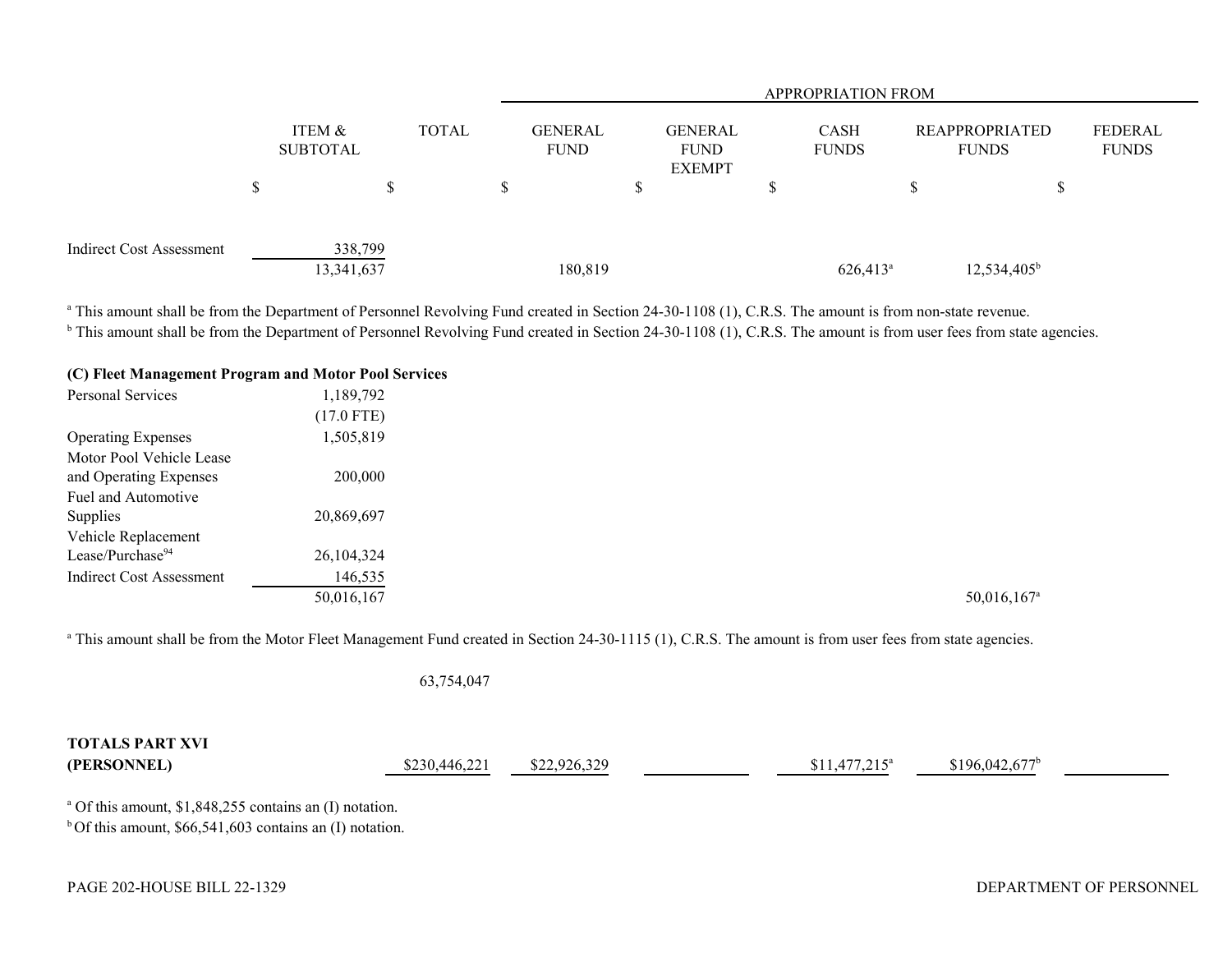| | ITEM & SUBTOTAL | TOTAL | APPROPRIATION FROM | | | | |
|---|---|---|---|---|---|---|---|
| | | | GENERAL FUND | GENERAL FUND EXEMPT | CASH FUNDS | REAPPROPRIATED FUNDS | FEDERAL FUNDS |
| | $ | $ | $ | $ | $ | $ | $ |
| Indirect Cost Assessment | 338,799 | | | | | | |
| | 13,341,637 | | 180,819 | | 626,413[a] | 12,534,405[b] | |

[a] This amount shall be from the Department of Personnel Revolving Fund created in Section 24-30-1108 (1), C.R.S. The amount is from non-state revenue.
[b] This amount shall be from the Department of Personnel Revolving Fund created in Section 24-30-1108 (1), C.R.S. The amount is from user fees from state agencies.

**(C) Fleet Management Program and Motor Pool Services**

| | ITEM & SUBTOTAL | TOTAL | GENERAL FUND | GENERAL FUND EXEMPT | CASH FUNDS | REAPPROPRIATED FUNDS | FEDERAL FUNDS |
|---|---|---|---|---|---|---|---|
| Personal Services | 1,189,792 | | | | | | |
| | (17.0 FTE) | | | | | | |
| Operating Expenses | 1,505,819 | | | | | | |
| Motor Pool Vehicle Lease and Operating Expenses | 200,000 | | | | | | |
| Fuel and Automotive Supplies | 20,869,697 | | | | | | |
| Vehicle Replacement Lease/Purchase[94] | 26,104,324 | | | | | | |
| Indirect Cost Assessment | 146,535 | | | | | | |
| | 50,016,167 | | | | | 50,016,167[a] | |

[a] This amount shall be from the Motor Fleet Management Fund created in Section 24-30-1115 (1), C.R.S. The amount is from user fees from state agencies.

| | ITEM & SUBTOTAL | TOTAL | GENERAL FUND | GENERAL FUND EXEMPT | CASH FUNDS | REAPPROPRIATED FUNDS | FEDERAL FUNDS |
|---|---|---|---|---|---|---|---|
| | | 63,754,047 | | | | | |
| **TOTALS PART XVI (PERSONNEL)** | | $230,446,221 | $22,926,329 | | $11,477,215[a] | $196,042,677[b] | |

[a] Of this amount, $1,848,255 contains an (I) notation.
[b] Of this amount, $66,541,603 contains an (I) notation.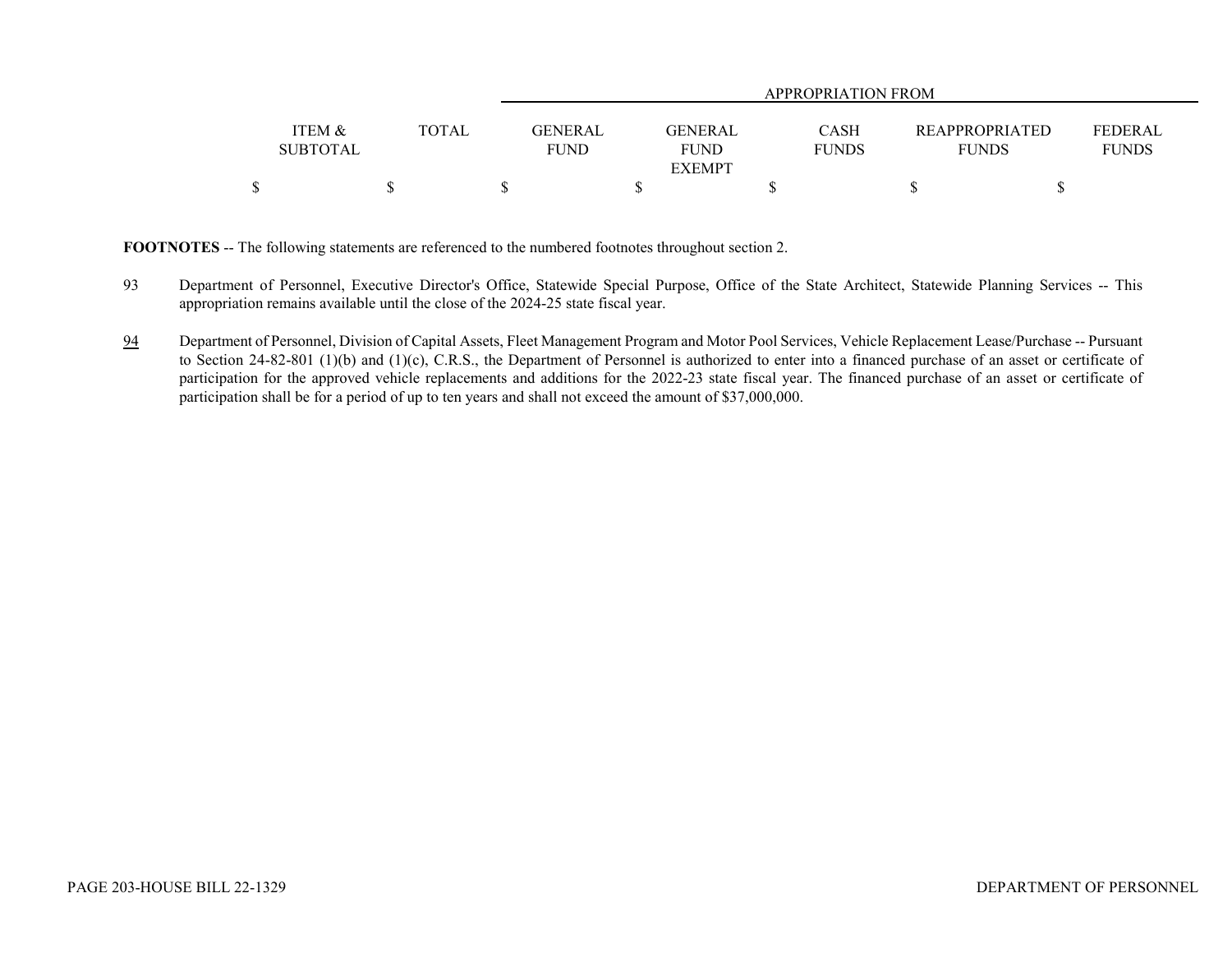| | | | APPROPRIATION FROM | | | | |
|---|---|---|---|---|---|---|---|
| | ITEM & SUBTOTAL | TOTAL | GENERAL FUND | GENERAL FUND EXEMPT | CASH FUNDS | REAPPROPRIATED FUNDS | FEDERAL FUNDS |
| | $ | $ | $ | $ | $ | $ | $ |

**FOOTNOTES** -- The following statements are referenced to the numbered footnotes throughout section 2.

93 Department of Personnel, Executive Director's Office, Statewide Special Purpose, Office of the State Architect, Statewide Planning Services -- This appropriation remains available until the close of the 2024-25 state fiscal year.

94 Department of Personnel, Division of Capital Assets, Fleet Management Program and Motor Pool Services, Vehicle Replacement Lease/Purchase -- Pursuant to Section 24-82-801 (1)(b) and (1)(c), C.R.S., the Department of Personnel is authorized to enter into a financed purchase of an asset or certificate of participation for the approved vehicle replacements and additions for the 2022-23 state fiscal year. The financed purchase of an asset or certificate of participation shall be for a period of up to ten years and shall not exceed the amount of $37,000,000.